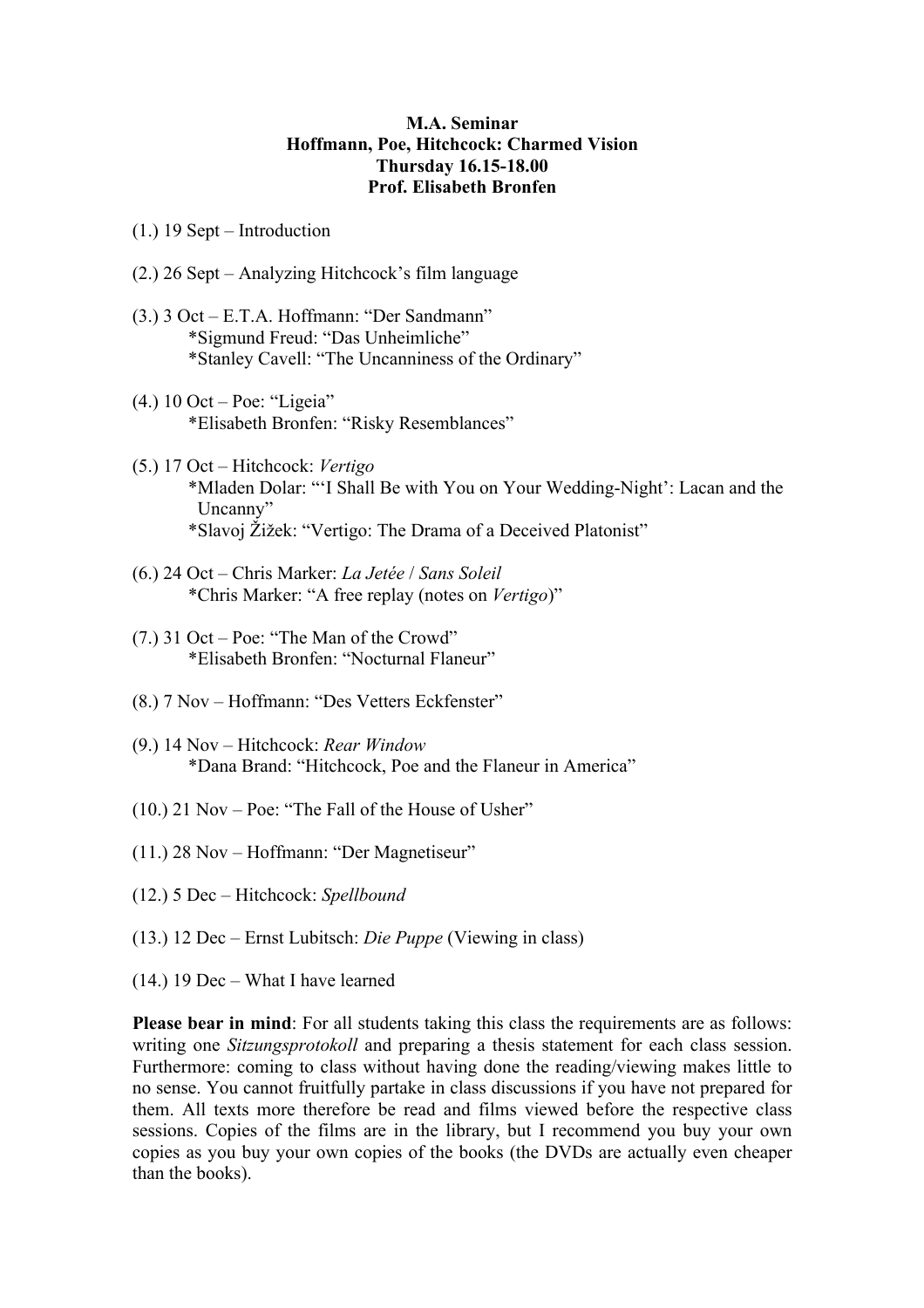**M.A. Seminar**
**Hoffmann, Poe, Hitchcock: Charmed Vision**
**Thursday 16.15-18.00**
**Prof. Elisabeth Bronfen**

(1.) 19 Sept – Introduction

(2.) 26 Sept – Analyzing Hitchcock's film language

(3.) 3 Oct – E.T.A. Hoffmann: "Der Sandmann"
*Sigmund Freud: "Das Unheimliche"
*Stanley Cavell: "The Uncanniness of the Ordinary"

(4.) 10 Oct – Poe: "Ligeia"
*Elisabeth Bronfen: "Risky Resemblances"

(5.) 17 Oct – Hitchcock: *Vertigo*
*Mladen Dolar: "'I Shall Be with You on Your Wedding-Night': Lacan and the Uncanny"
*Slavoj Žižek: "Vertigo: The Drama of a Deceived Platonist"

(6.) 24 Oct – Chris Marker: *La Jetée* / *Sans Soleil*
*Chris Marker: "A free replay (notes on *Vertigo*)"

(7.) 31 Oct – Poe: "The Man of the Crowd"
*Elisabeth Bronfen: "Nocturnal Flaneur"

(8.) 7 Nov – Hoffmann: "Des Vetters Eckfenster"

(9.) 14 Nov – Hitchcock: *Rear Window*
*Dana Brand: "Hitchcock, Poe and the Flaneur in America"

(10.) 21 Nov – Poe: "The Fall of the House of Usher"

(11.) 28 Nov – Hoffmann: "Der Magnetiseur"

(12.) 5 Dec – Hitchcock: *Spellbound*

(13.) 12 Dec – Ernst Lubitsch: *Die Puppe* (Viewing in class)

(14.) 19 Dec – What I have learned

**Please bear in mind**: For all students taking this class the requirements are as follows: writing one *Sitzungsprotokoll* and preparing a thesis statement for each class session. Furthermore: coming to class without having done the reading/viewing makes little to no sense. You cannot fruitfully partake in class discussions if you have not prepared for them. All texts more therefore be read and films viewed before the respective class sessions. Copies of the films are in the library, but I recommend you buy your own copies as you buy your own copies of the books (the DVDs are actually even cheaper than the books).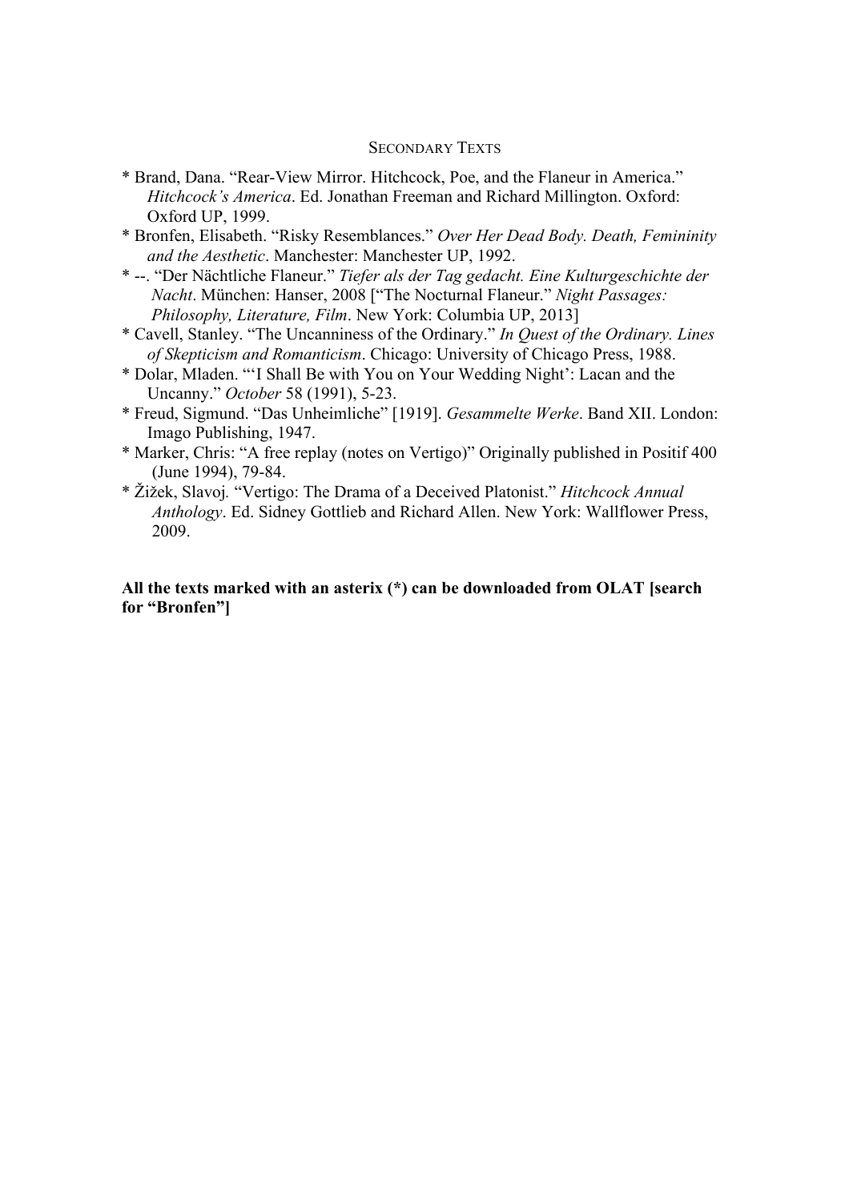## Secondary Texts

* Brand, Dana. "Rear-View Mirror. Hitchcock, Poe, and the Flaneur in America." *Hitchcock's America*. Ed. Jonathan Freeman and Richard Millington. Oxford: Oxford UP, 1999.
* Bronfen, Elisabeth. "Risky Resemblances." *Over Her Dead Body. Death, Femininity and the Aesthetic*. Manchester: Manchester UP, 1992.
* --. "Der Nächtliche Flaneur." *Tiefer als der Tag gedacht. Eine Kulturgeschichte der Nacht*. München: Hanser, 2008 ["The Nocturnal Flaneur." *Night Passages: Philosophy, Literature, Film*. New York: Columbia UP, 2013]
* Cavell, Stanley. "The Uncanniness of the Ordinary." *In Quest of the Ordinary. Lines of Skepticism and Romanticism*. Chicago: University of Chicago Press, 1988.
* Dolar, Mladen. "'I Shall Be with You on Your Wedding Night': Lacan and the Uncanny." *October* 58 (1991), 5-23.
* Freud, Sigmund. "Das Unheimliche" [1919]. *Gesammelte Werke*. Band XII. London: Imago Publishing, 1947.
* Marker, Chris: "A free replay (notes on Vertigo)" Originally published in Positif 400 (June 1994), 79-84.
* Žižek, Slavoj. "Vertigo: The Drama of a Deceived Platonist." *Hitchcock Annual Anthology*. Ed. Sidney Gottlieb and Richard Allen. New York: Wallflower Press, 2009.

**All the texts marked with an asterix (*) can be downloaded from OLAT [search for "Bronfen"]**